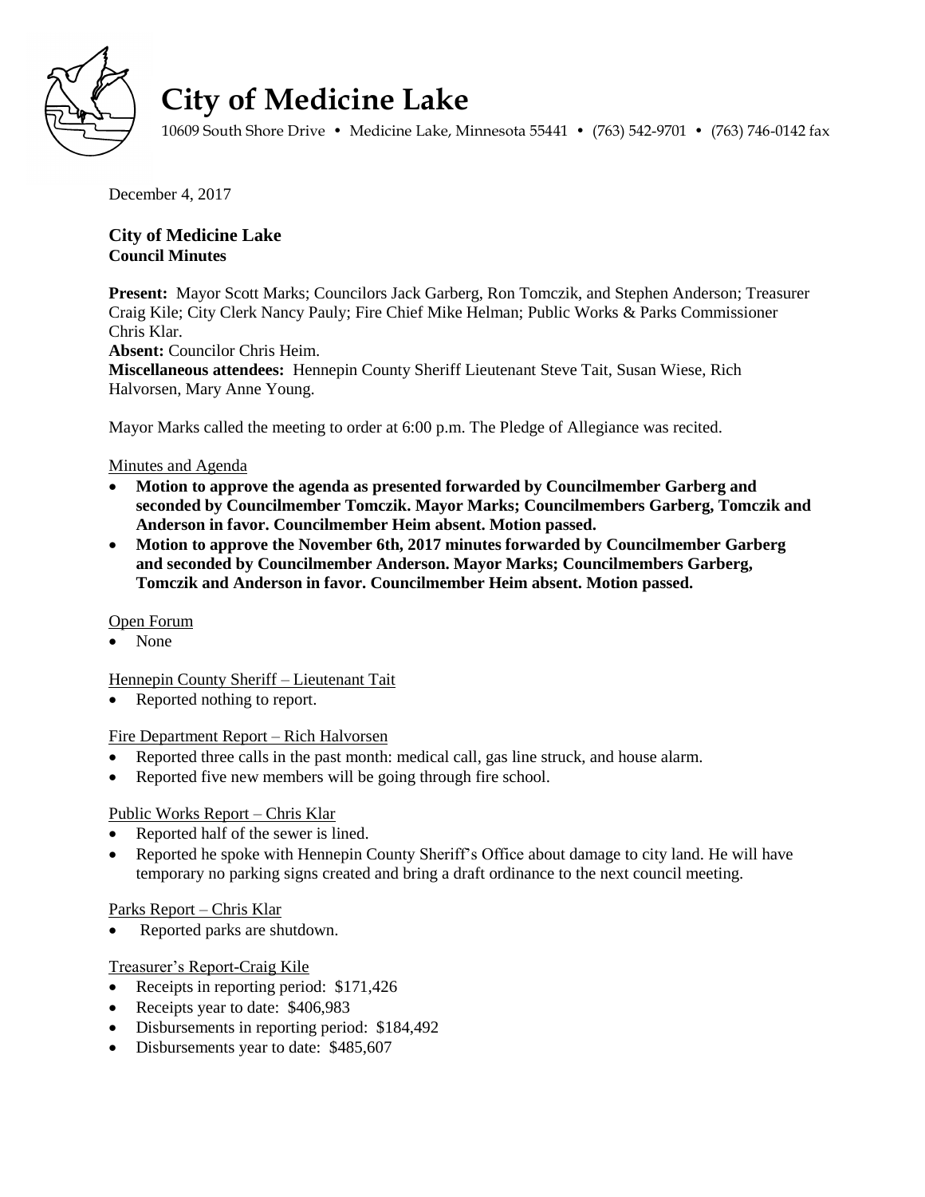# City of Medicine Lake

10609 South Shore Drive • Medicine Lake, Minnesota 55441 • (763) 542-9701 • (763) 746-0142 fax

December 4, 2017

**City of Medicine Lake**
**Council Minutes**

**Present:** Mayor Scott Marks; Councilors Jack Garberg, Ron Tomczik, and Stephen Anderson; Treasurer Craig Kile; City Clerk Nancy Pauly; Fire Chief Mike Helman; Public Works & Parks Commissioner Chris Klar.
**Absent:** Councilor Chris Heim.
**Miscellaneous attendees:** Hennepin County Sheriff Lieutenant Steve Tait, Susan Wiese, Rich Halvorsen, Mary Anne Young.

Mayor Marks called the meeting to order at 6:00 p.m. The Pledge of Allegiance was recited.

Minutes and Agenda

- **Motion to approve the agenda as presented forwarded by Councilmember Garberg and seconded by Councilmember Tomczik. Mayor Marks; Councilmembers Garberg, Tomczik and Anderson in favor. Councilmember Heim absent. Motion passed.**
- **Motion to approve the November 6th, 2017 minutes forwarded by Councilmember Garberg and seconded by Councilmember Anderson. Mayor Marks; Councilmembers Garberg, Tomczik and Anderson in favor. Councilmember Heim absent. Motion passed.**

Open Forum

- None

Hennepin County Sheriff – Lieutenant Tait

- Reported nothing to report.

Fire Department Report – Rich Halvorsen

- Reported three calls in the past month: medical call, gas line struck, and house alarm.
- Reported five new members will be going through fire school.

Public Works Report – Chris Klar

- Reported half of the sewer is lined.
- Reported he spoke with Hennepin County Sheriff's Office about damage to city land. He will have temporary no parking signs created and bring a draft ordinance to the next council meeting.

Parks Report – Chris Klar

- Reported parks are shutdown.

Treasurer's Report-Craig Kile

- Receipts in reporting period: $171,426
- Receipts year to date: $406,983
- Disbursements in reporting period: $184,492
- Disbursements year to date: $485,607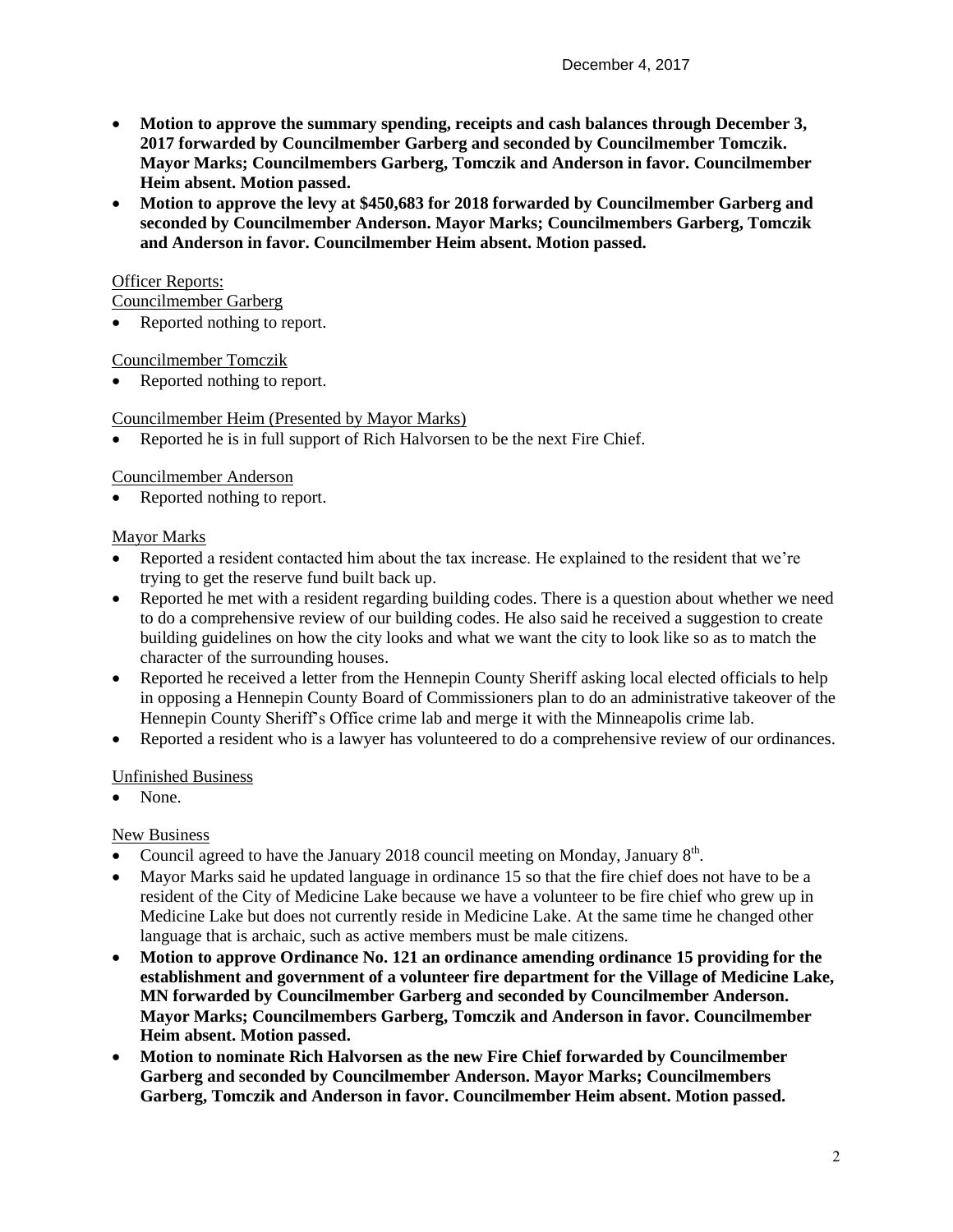December 4, 2017

- **Motion to approve the summary spending, receipts and cash balances through December 3, 2017 forwarded by Councilmember Garberg and seconded by Councilmember Tomczik. Mayor Marks; Councilmembers Garberg, Tomczik and Anderson in favor. Councilmember Heim absent. Motion passed.**
- **Motion to approve the levy at $450,683 for 2018 forwarded by Councilmember Garberg and seconded by Councilmember Anderson. Mayor Marks; Councilmembers Garberg, Tomczik and Anderson in favor. Councilmember Heim absent. Motion passed.**

Officer Reports:

Councilmember Garberg

- Reported nothing to report.

Councilmember Tomczik

- Reported nothing to report.

Councilmember Heim (Presented by Mayor Marks)

- Reported he is in full support of Rich Halvorsen to be the next Fire Chief.

Councilmember Anderson

- Reported nothing to report.

Mayor Marks

- Reported a resident contacted him about the tax increase. He explained to the resident that we're trying to get the reserve fund built back up.
- Reported he met with a resident regarding building codes. There is a question about whether we need to do a comprehensive review of our building codes. He also said he received a suggestion to create building guidelines on how the city looks and what we want the city to look like so as to match the character of the surrounding houses.
- Reported he received a letter from the Hennepin County Sheriff asking local elected officials to help in opposing a Hennepin County Board of Commissioners plan to do an administrative takeover of the Hennepin County Sheriff's Office crime lab and merge it with the Minneapolis crime lab.
- Reported a resident who is a lawyer has volunteered to do a comprehensive review of our ordinances.

Unfinished Business

- None.

New Business

- Council agreed to have the January 2018 council meeting on Monday, January 8th.
- Mayor Marks said he updated language in ordinance 15 so that the fire chief does not have to be a resident of the City of Medicine Lake because we have a volunteer to be fire chief who grew up in Medicine Lake but does not currently reside in Medicine Lake. At the same time he changed other language that is archaic, such as active members must be male citizens.
- **Motion to approve Ordinance No. 121 an ordinance amending ordinance 15 providing for the establishment and government of a volunteer fire department for the Village of Medicine Lake, MN forwarded by Councilmember Garberg and seconded by Councilmember Anderson. Mayor Marks; Councilmembers Garberg, Tomczik and Anderson in favor. Councilmember Heim absent. Motion passed.**
- **Motion to nominate Rich Halvorsen as the new Fire Chief forwarded by Councilmember Garberg and seconded by Councilmember Anderson. Mayor Marks; Councilmembers Garberg, Tomczik and Anderson in favor. Councilmember Heim absent. Motion passed.**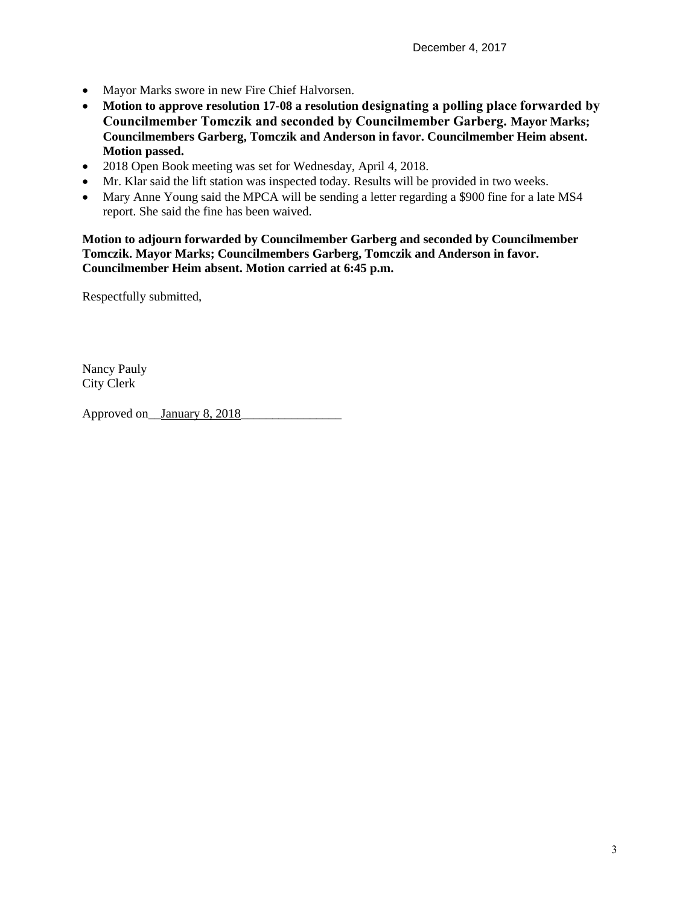- Mayor Marks swore in new Fire Chief Halvorsen.
- **Motion to approve resolution 17-08 a resolution designating a polling place forwarded by Councilmember Tomczik and seconded by Councilmember Garberg. Mayor Marks; Councilmembers Garberg, Tomczik and Anderson in favor. Councilmember Heim absent. Motion passed.**
- 2018 Open Book meeting was set for Wednesday, April 4, 2018.
- Mr. Klar said the lift station was inspected today. Results will be provided in two weeks.
- Mary Anne Young said the MPCA will be sending a letter regarding a $900 fine for a late MS4 report. She said the fine has been waived.

**Motion to adjourn forwarded by Councilmember Garberg and seconded by Councilmember Tomczik. Mayor Marks; Councilmembers Garberg, Tomczik and Anderson in favor. Councilmember Heim absent. Motion carried at 6:45 p.m.**

Respectfully submitted,

Nancy Pauly
City Clerk

Approved on January 8, 2018